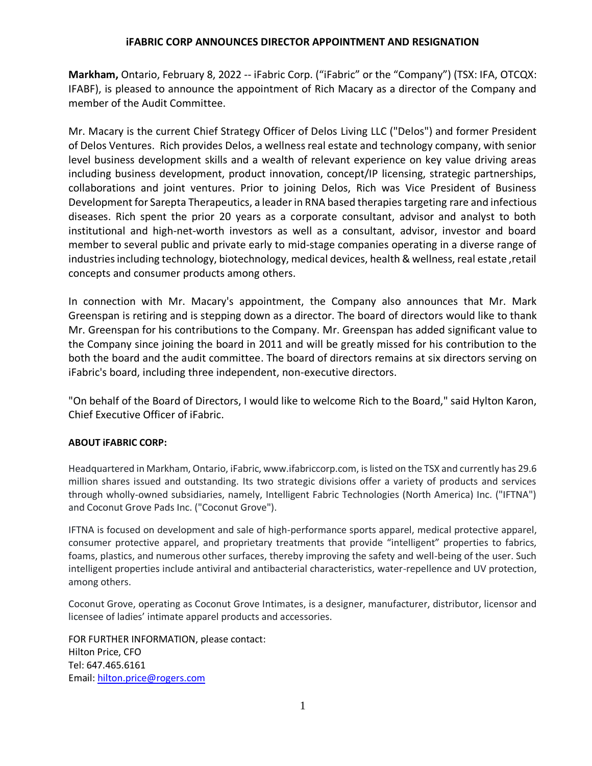# iFABRIC CORP ANNOUNCES DIRECTOR APPOINTMENT AND RESIGNATION

**Markham,** Ontario, February 8, 2022 -- iFabric Corp. ("iFabric" or the "Company") (TSX: IFA, OTCQX: IFABF), is pleased to announce the appointment of Rich Macary as a director of the Company and member of the Audit Committee.

Mr. Macary is the current Chief Strategy Officer of Delos Living LLC ("Delos") and former President of Delos Ventures. Rich provides Delos, a wellness real estate and technology company, with senior level business development skills and a wealth of relevant experience on key value driving areas including business development, product innovation, concept/IP licensing, strategic partnerships, collaborations and joint ventures. Prior to joining Delos, Rich was Vice President of Business Development for Sarepta Therapeutics, a leader in RNA based therapies targeting rare and infectious diseases. Rich spent the prior 20 years as a corporate consultant, advisor and analyst to both institutional and high-net-worth investors as well as a consultant, advisor, investor and board member to several public and private early to mid-stage companies operating in a diverse range of industries including technology, biotechnology, medical devices, health & wellness, real estate ,retail concepts and consumer products among others.

In connection with Mr. Macary's appointment, the Company also announces that Mr. Mark Greenspan is retiring and is stepping down as a director. The board of directors would like to thank Mr. Greenspan for his contributions to the Company. Mr. Greenspan has added significant value to the Company since joining the board in 2011 and will be greatly missed for his contribution to the both the board and the audit committee. The board of directors remains at six directors serving on iFabric's board, including three independent, non-executive directors.

"On behalf of the Board of Directors, I would like to welcome Rich to the Board," said Hylton Karon, Chief Executive Officer of iFabric.

**ABOUT iFABRIC CORP:**

Headquartered in Markham, Ontario, iFabric, www.ifabriccorp.com, is listed on the TSX and currently has 29.6 million shares issued and outstanding. Its two strategic divisions offer a variety of products and services through wholly-owned subsidiaries, namely, Intelligent Fabric Technologies (North America) Inc. ("IFTNA") and Coconut Grove Pads Inc. ("Coconut Grove").

IFTNA is focused on development and sale of high-performance sports apparel, medical protective apparel, consumer protective apparel, and proprietary treatments that provide "intelligent" properties to fabrics, foams, plastics, and numerous other surfaces, thereby improving the safety and well-being of the user. Such intelligent properties include antiviral and antibacterial characteristics, water-repellence and UV protection, among others.

Coconut Grove, operating as Coconut Grove Intimates, is a designer, manufacturer, distributor, licensor and licensee of ladies' intimate apparel products and accessories.

FOR FURTHER INFORMATION, please contact:
Hilton Price, CFO
Tel: 647.465.6161
Email: hilton.price@rogers.com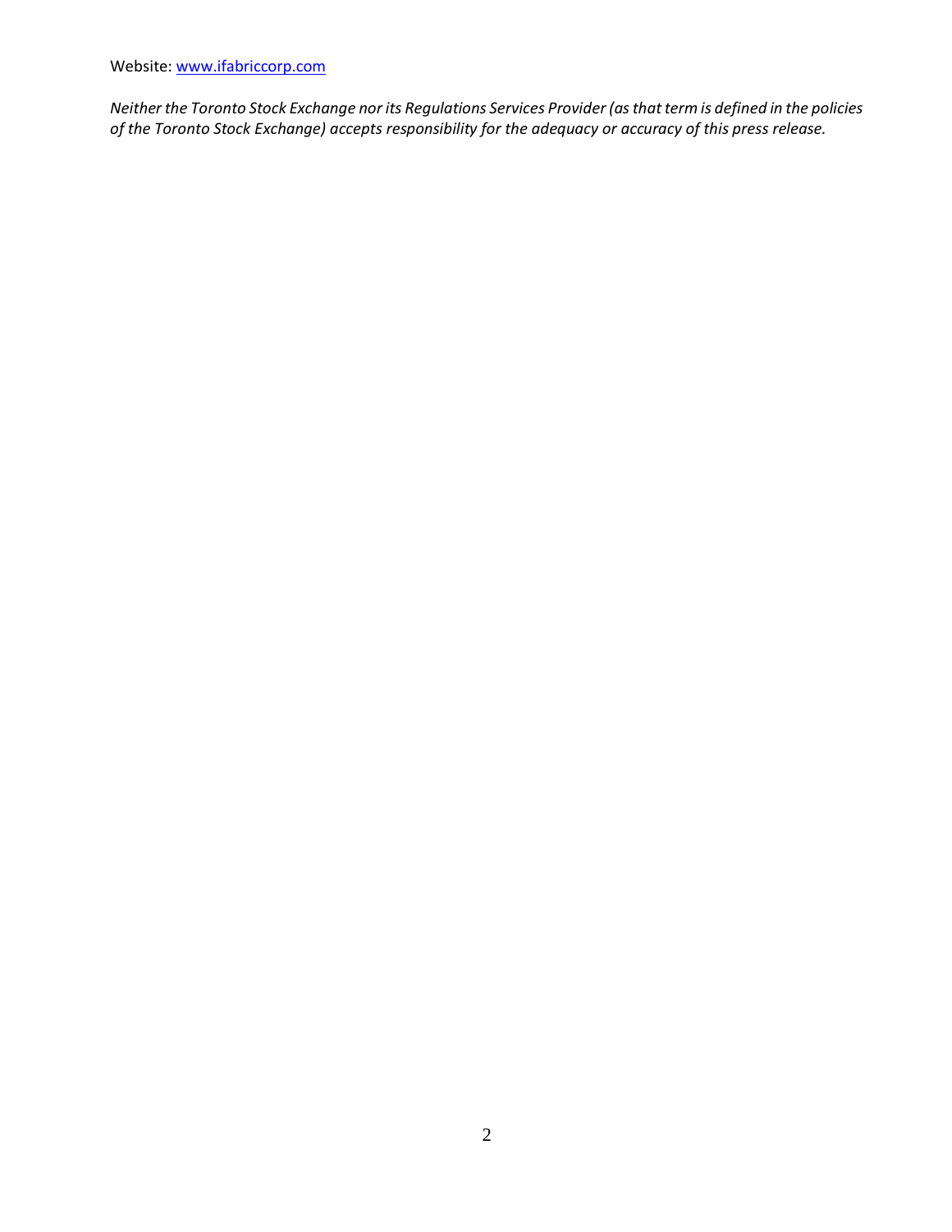Website: [www.ifabriccorp.com](http://www.ifabriccorp.com)

*Neither the Toronto Stock Exchange nor its Regulations Services Provider (as that term is defined in the policies of the Toronto Stock Exchange) accepts responsibility for the adequacy or accuracy of this press release.*